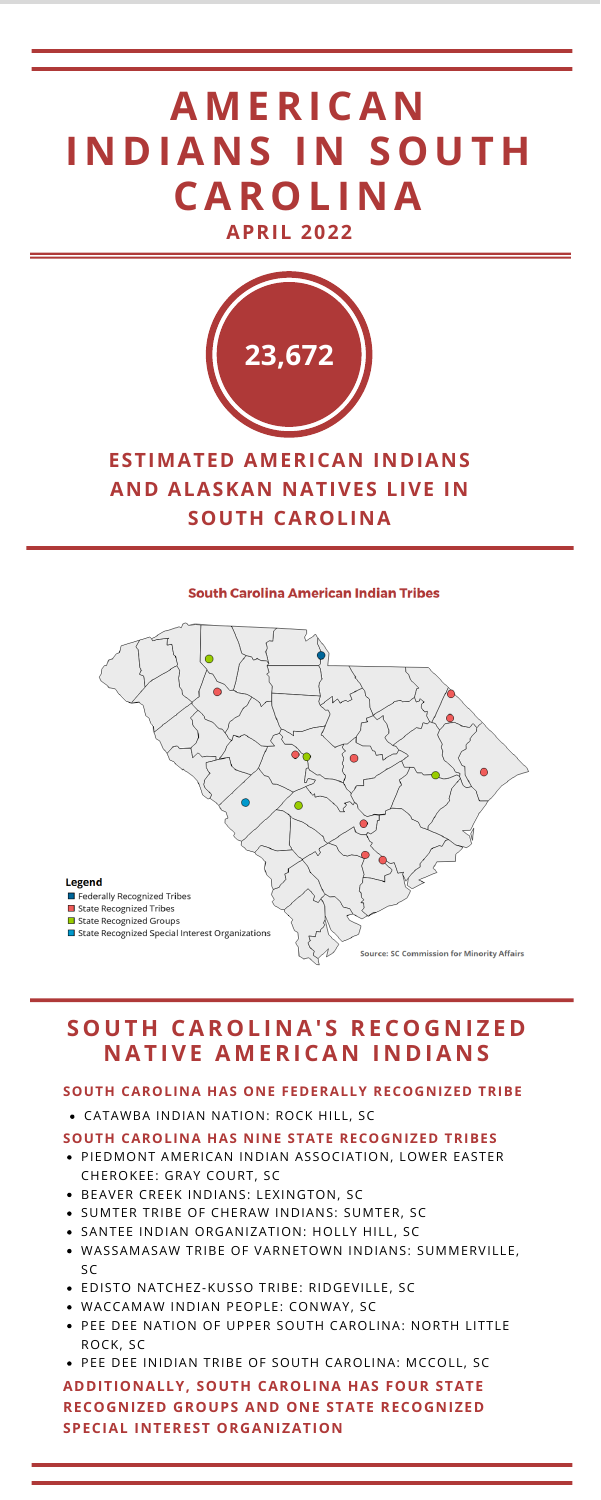# AMERICAN INDIANS IN SOUTH CAROLINA

**APRIL 2022**

**23,672**

## ESTIMATED AMERICAN INDIANS AND ALASKAN NATIVES LIVE IN SOUTH CAROLINA

**South Carolina American Indian Tribes**

**Legend**
- Federally Recognized Tribes
- State Recognized Tribes
- State Recognized Groups
- State Recognized Special Interest Organizations

**Source:** SC Commission for Minority Affairs

## SOUTH CAROLINA'S RECOGNIZED NATIVE AMERICAN INDIANS

### SOUTH CAROLINA HAS ONE FEDERALLY RECOGNIZED TRIBE

- CATAWBA INDIAN NATION: ROCK HILL, SC

### SOUTH CAROLINA HAS NINE STATE RECOGNIZED TRIBES

- PIEDMONT AMERICAN INDIAN ASSOCIATION, LOWER EASTER CHEROKEE: GRAY COURT, SC
- BEAVER CREEK INDIANS: LEXINGTON, SC
- SUMTER TRIBE OF CHERAW INDIANS: SUMTER, SC
- SANTEE INDIAN ORGANIZATION: HOLLY HILL, SC
- WASSAMASAW TRIBE OF VARNETOWN INDIANS: SUMMERVILLE, SC
- EDISTO NATCHEZ-KUSSO TRIBE: RIDGEVILLE, SC
- WACCAMAW INDIAN PEOPLE: CONWAY, SC
- PEE DEE NATION OF UPPER SOUTH CAROLINA: NORTH LITTLE ROCK, SC
- PEE DEE INIDIAN TRIBE OF SOUTH CAROLINA: MCCOLL, SC

**ADDITIONALLY, SOUTH CAROLINA HAS FOUR STATE RECOGNIZED GROUPS AND ONE STATE RECOGNIZED SPECIAL INTEREST ORGANIZATION**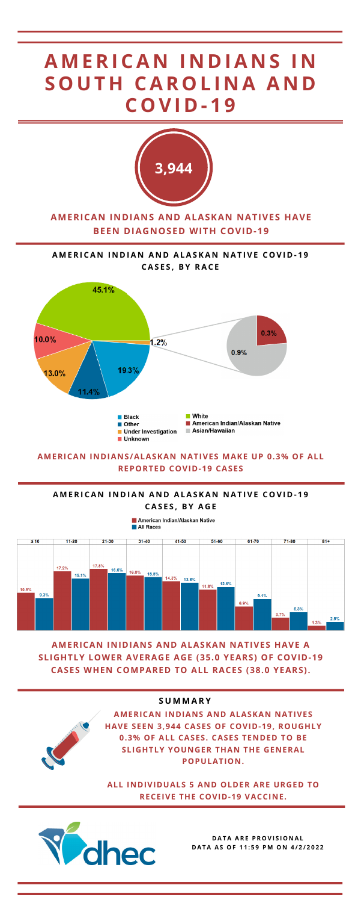# AMERICAN INDIANS IN SOUTH CAROLINA AND COVID-19

3,944

**AMERICAN INDIANS AND ALASKAN NATIVES HAVE BEEN DIAGNOSED WITH COVID-19**

## AMERICAN INDIAN AND ALASKAN NATIVE COVID-19 CASES, BY RACE

45.1%
10.0%
1.2%
13.0%
19.3%
11.4%
0.3%
0.9%

Black
Other
Under Investigation
Unknown
White
American Indian/Alaskan Native
Asian/Hawaiian

**AMERICAN INDIANS/ALASKAN NATIVES MAKE UP 0.3% OF ALL REPORTED COVID-19 CASES**

## AMERICAN INDIAN AND ALASKAN NATIVE COVID-19 CASES, BY AGE

American Indian/Alaskan Native
All Races

≤10
11-20
21-30
31-40
41-50
51-60
61-70
71-80
81+

10.9%
9.3%
17.2%
15.1%
17.8%
16.6%
16.0%
15.5%
14.3%
13.8%
11.8%
12.6%
6.9%
9.1%
3.7%
5.3%
1.3%
2.5%

**AMERICAN INIDIANS AND ALASKAN NATIVES HAVE A SLIGHTLY LOWER AVERAGE AGE (35.0 YEARS) OF COVID-19 CASES WHEN COMPARED TO ALL RACES (38.0 YEARS).**

## SUMMARY

**AMERICAN INDIANS AND ALASKAN NATIVES HAVE SEEN 3,944 CASES OF COVID-19, ROUGHLY 0.3% OF ALL CASES. CASES TENDED TO BE SLIGHTLY YOUNGER THAN THE GENERAL POPULATION.**

**ALL INDIVIDUALS 5 AND OLDER ARE URGED TO RECEIVE THE COVID-19 VACCINE.**

dhec

DATA ARE PROVISIONAL
DATA AS OF 11:59 PM ON 4/2/2022